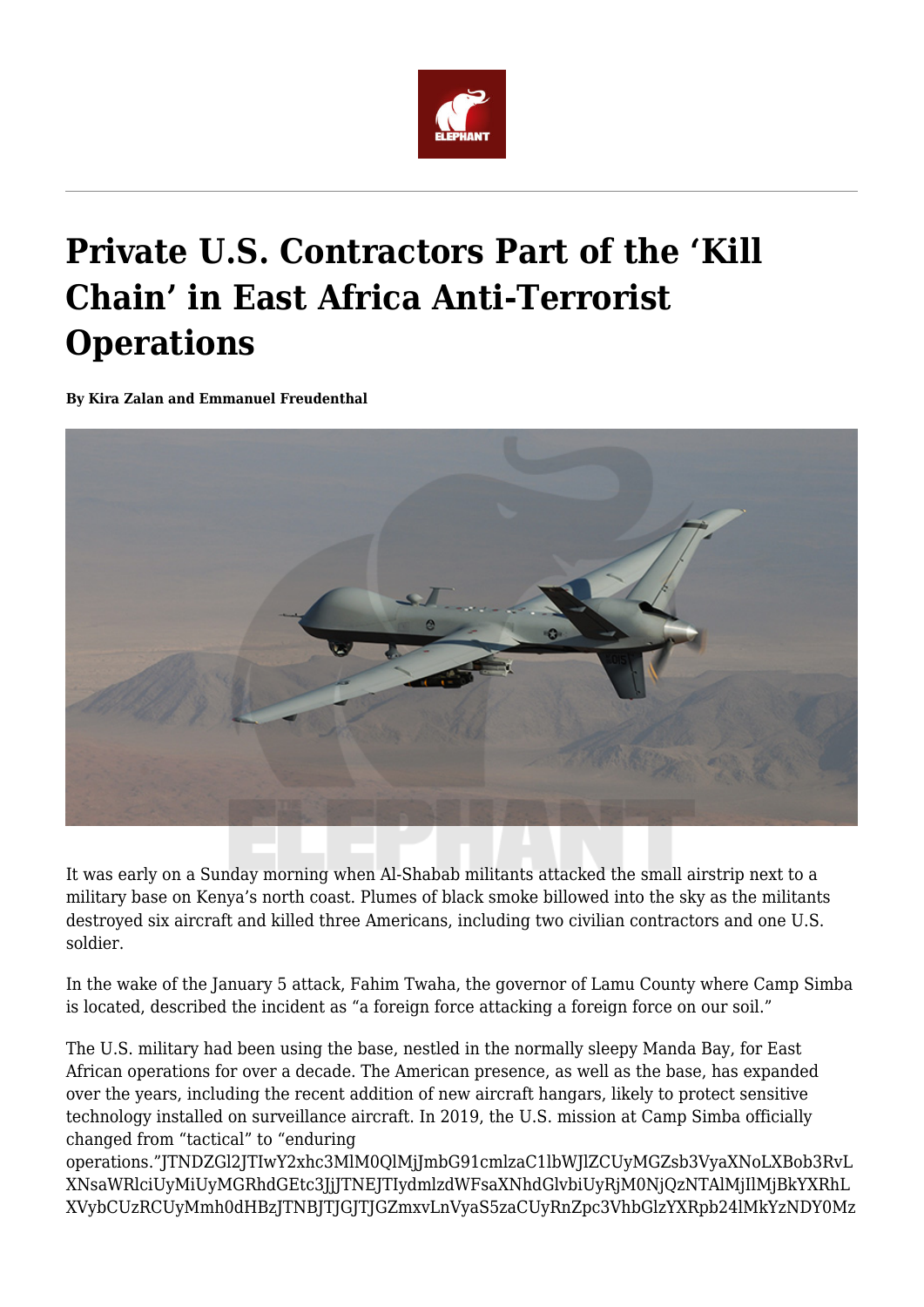# Private U.S. Contractors Part of the 'Kill Chain' in East Africa Anti-Terrorist Operations

**By Kira Zalan and Emmanuel Freudenthal**

It was early on a Sunday morning when Al-Shabab militants attacked the small airstrip next to a military base on Kenya's north coast. Plumes of black smoke billowed into the sky as the militants destroyed six aircraft and killed three Americans, including two civilian contractors and one U.S. soldier.

In the wake of the January 5 attack, Fahim Twaha, the governor of Lamu County where Camp Simba is located, described the incident as "a foreign force attacking a foreign force on our soil."

The U.S. military had been using the base, nestled in the normally sleepy Manda Bay, for East African operations for over a decade. The American presence, as well as the base, has expanded over the years, including the recent addition of new aircraft hangars, likely to protect sensitive technology installed on surveillance aircraft. In 2019, the U.S. mission at Camp Simba officially changed from "tactical" to "enduring operations."JTNDZGl2JTIwY2xhc3MlM0QlMjJmbG91cmlzaC1lbWJlZCUyMGZsb3VyaXNoLXBob3RvLXNsaWRlciUyMiUyMGRhdGEtc3JjJTNEJTIydmlzdWFsaXNhdGlvbiUyRjM0NjQzNTAlMjIlMjBkYXRhLXVybCUzRCUyMmh0dHBzJTNBJTJGJTJGZmxvLnVyaXNoLnN0dWRpbyUyRnZpc3VhbGlzYXRpb24lMkYzNDY0Mz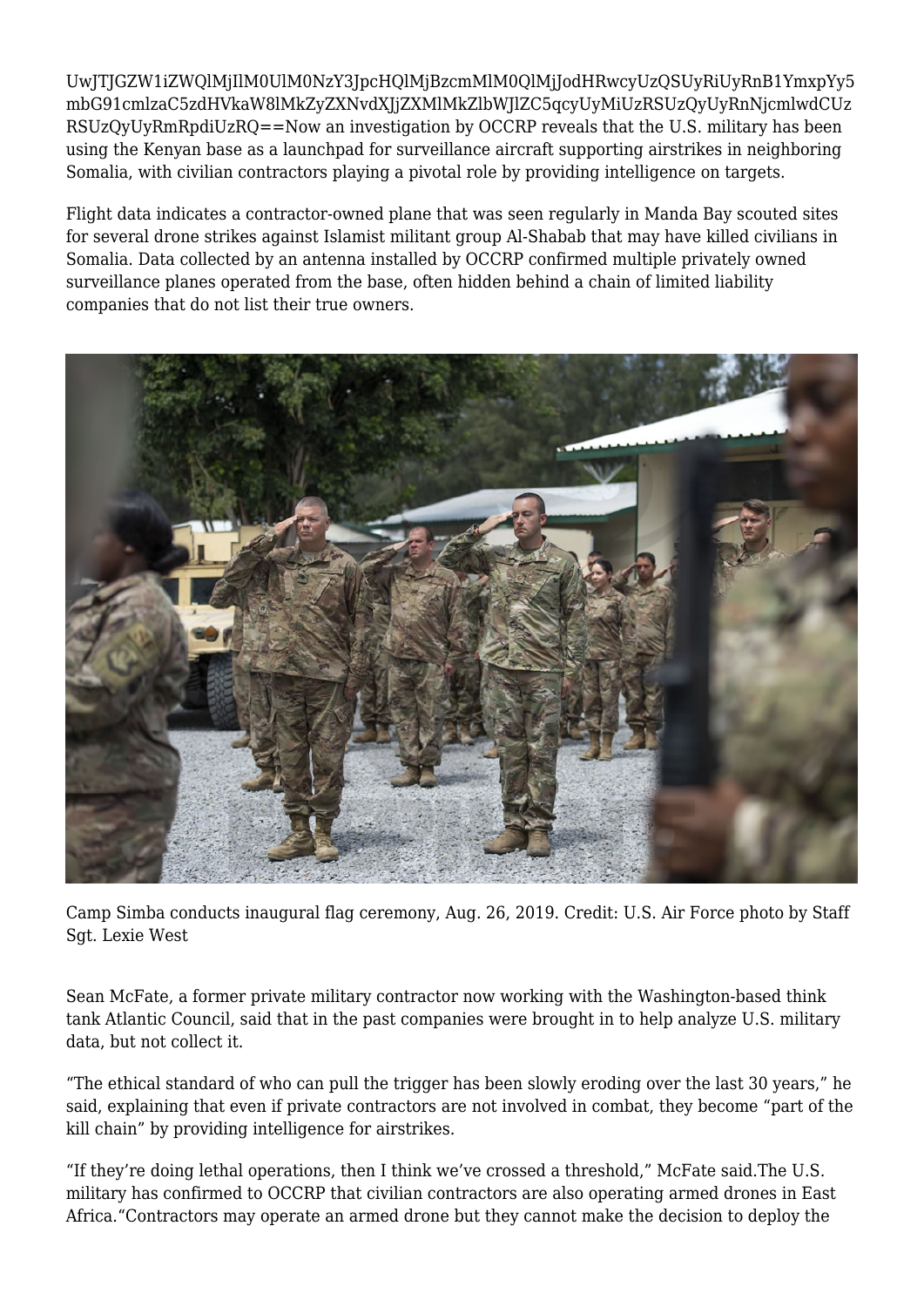UwJTJGZW1iZWQlMjIlM0UlM0NzY3JpcHQlMjBzcmMlM0QlMjJodHRwcyUzQSUyRiUyRnB1YmxpYy5mbG91cmlzaC5zdHVkaW8lMkZyZXNvdXJjZXMlMkZlbWJlZC5qcyUyMiUzRSUzQyUyRnNjcmlwdCUzRSUzQyUyRmRpdiUzRQ==Now an investigation by OCCRP reveals that the U.S. military has been using the Kenyan base as a launchpad for surveillance aircraft supporting airstrikes in neighboring Somalia, with civilian contractors playing a pivotal role by providing intelligence on targets.

Flight data indicates a contractor-owned plane that was seen regularly in Manda Bay scouted sites for several drone strikes against Islamist militant group Al-Shabab that may have killed civilians in Somalia. Data collected by an antenna installed by OCCRP confirmed multiple privately owned surveillance planes operated from the base, often hidden behind a chain of limited liability companies that do not list their true owners.

Camp Simba conducts inaugural flag ceremony, Aug. 26, 2019. Credit: U.S. Air Force photo by Staff Sgt. Lexie West

Sean McFate, a former private military contractor now working with the Washington-based think tank Atlantic Council, said that in the past companies were brought in to help analyze U.S. military data, but not collect it.

“The ethical standard of who can pull the trigger has been slowly eroding over the last 30 years,” he said, explaining that even if private contractors are not involved in combat, they become “part of the kill chain” by providing intelligence for airstrikes.

“If they’re doing lethal operations, then I think we’ve crossed a threshold,” McFate said.The U.S. military has confirmed to OCCRP that civilian contractors are also operating armed drones in East Africa.“Contractors may operate an armed drone but they cannot make the decision to deploy the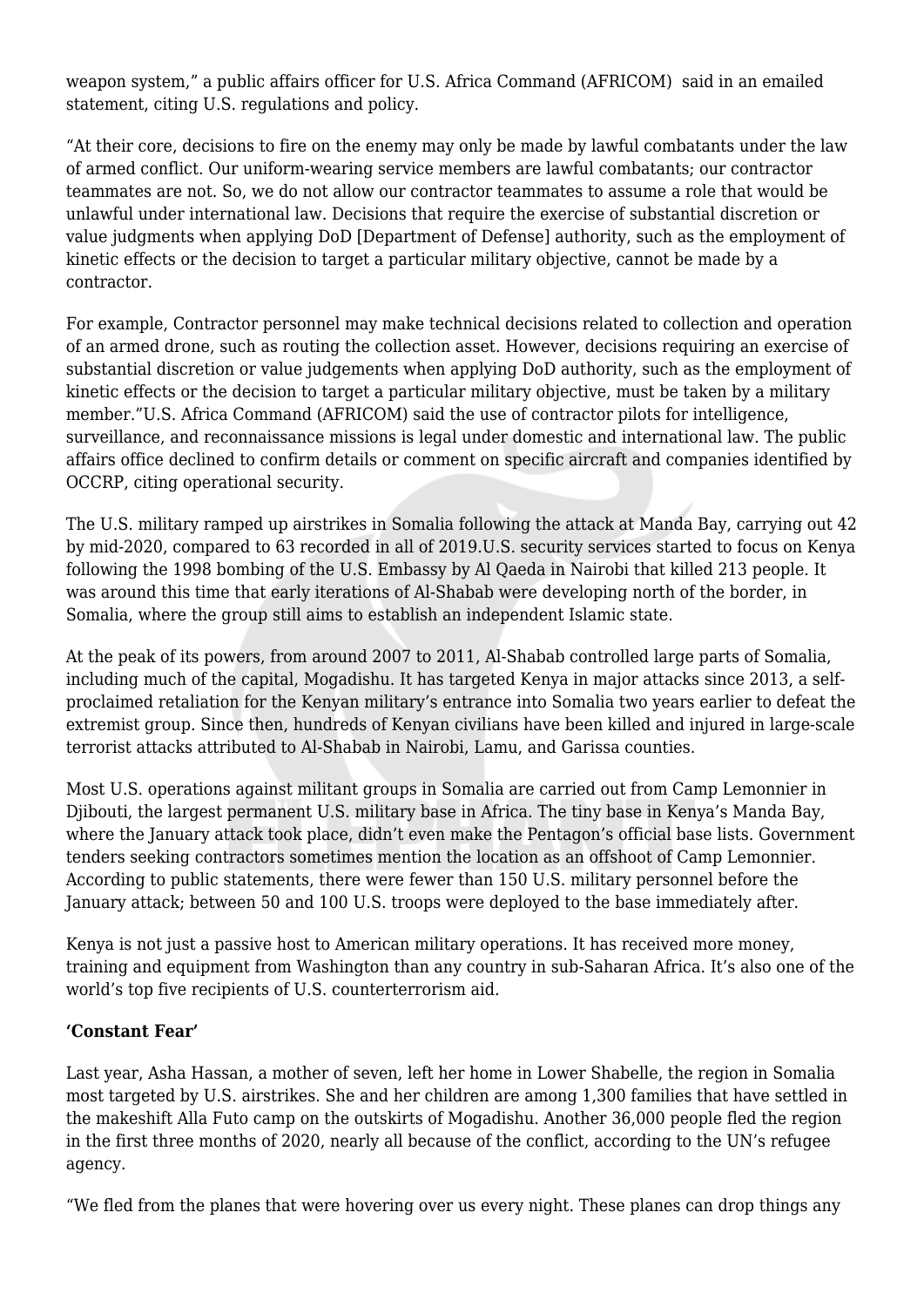weapon system," a public affairs officer for U.S. Africa Command (AFRICOM) said in an emailed statement, citing U.S. regulations and policy.

"At their core, decisions to fire on the enemy may only be made by lawful combatants under the law of armed conflict. Our uniform-wearing service members are lawful combatants; our contractor teammates are not. So, we do not allow our contractor teammates to assume a role that would be unlawful under international law. Decisions that require the exercise of substantial discretion or value judgments when applying DoD [Department of Defense] authority, such as the employment of kinetic effects or the decision to target a particular military objective, cannot be made by a contractor.

For example, Contractor personnel may make technical decisions related to collection and operation of an armed drone, such as routing the collection asset. However, decisions requiring an exercise of substantial discretion or value judgements when applying DoD authority, such as the employment of kinetic effects or the decision to target a particular military objective, must be taken by a military member."U.S. Africa Command (AFRICOM) said the use of contractor pilots for intelligence, surveillance, and reconnaissance missions is legal under domestic and international law. The public affairs office declined to confirm details or comment on specific aircraft and companies identified by OCCRP, citing operational security.

The U.S. military ramped up airstrikes in Somalia following the attack at Manda Bay, carrying out 42 by mid-2020, compared to 63 recorded in all of 2019.U.S. security services started to focus on Kenya following the 1998 bombing of the U.S. Embassy by Al Qaeda in Nairobi that killed 213 people. It was around this time that early iterations of Al-Shabab were developing north of the border, in Somalia, where the group still aims to establish an independent Islamic state.

At the peak of its powers, from around 2007 to 2011, Al-Shabab controlled large parts of Somalia, including much of the capital, Mogadishu. It has targeted Kenya in major attacks since 2013, a self-proclaimed retaliation for the Kenyan military's entrance into Somalia two years earlier to defeat the extremist group. Since then, hundreds of Kenyan civilians have been killed and injured in large-scale terrorist attacks attributed to Al-Shabab in Nairobi, Lamu, and Garissa counties.

Most U.S. operations against militant groups in Somalia are carried out from Camp Lemonnier in Djibouti, the largest permanent U.S. military base in Africa. The tiny base in Kenya's Manda Bay, where the January attack took place, didn't even make the Pentagon's official base lists. Government tenders seeking contractors sometimes mention the location as an offshoot of Camp Lemonnier. According to public statements, there were fewer than 150 U.S. military personnel before the January attack; between 50 and 100 U.S. troops were deployed to the base immediately after.

Kenya is not just a passive host to American military operations. It has received more money, training and equipment from Washington than any country in sub-Saharan Africa. It's also one of the world's top five recipients of U.S. counterterrorism aid.

**'Constant Fear'**

Last year, Asha Hassan, a mother of seven, left her home in Lower Shabelle, the region in Somalia most targeted by U.S. airstrikes. She and her children are among 1,300 families that have settled in the makeshift Alla Futo camp on the outskirts of Mogadishu. Another 36,000 people fled the region in the first three months of 2020, nearly all because of the conflict, according to the UN's refugee agency.

"We fled from the planes that were hovering over us every night. These planes can drop things any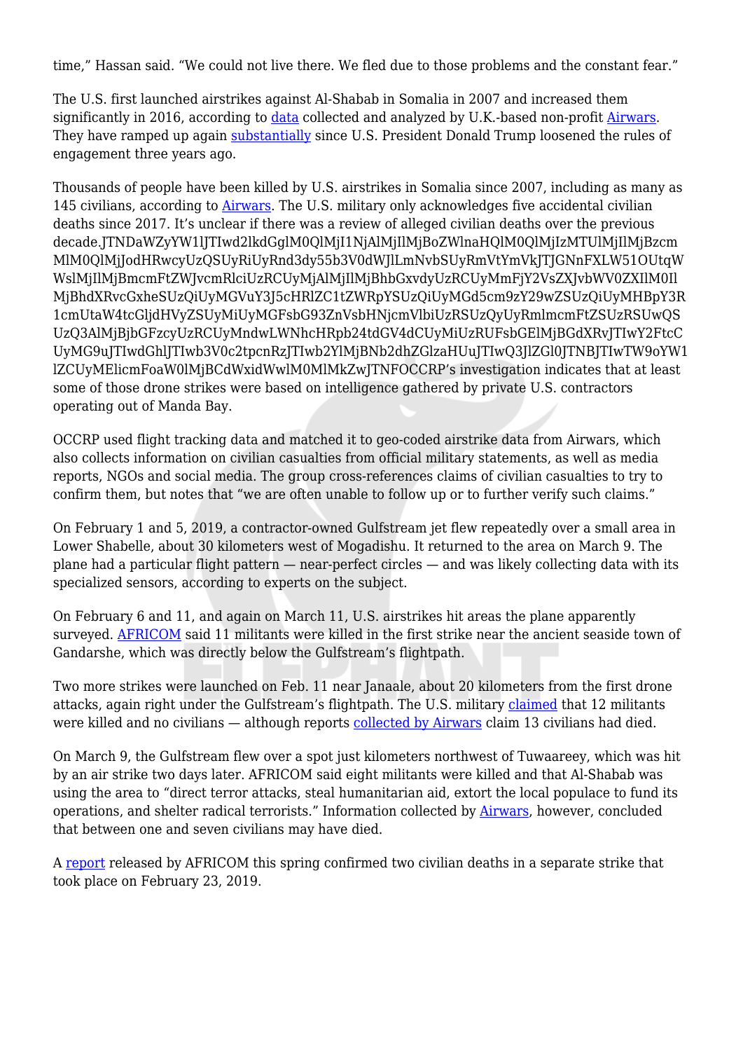time," Hassan said. "We could not live there. We fled due to those problems and the constant fear."

The U.S. first launched airstrikes against Al-Shabab in Somalia in 2007 and increased them significantly in 2016, according to data collected and analyzed by U.K.-based non-profit Airwars. They have ramped up again substantially since U.S. President Donald Trump loosened the rules of engagement three years ago.

Thousands of people have been killed by U.S. airstrikes in Somalia since 2007, including as many as 145 civilians, according to Airwars. The U.S. military only acknowledges five accidental civilian deaths since 2017. It's unclear if there was a review of alleged civilian deaths over the previous decade.JTNDaWZyYW1lJTIwd2lkdGglM0QlMjI1NjAlMjIlMjBoZWlnaHQlM0QlMjIzMTUlMjIlMjBzcmMlM0QlMjJodHRwcyUzQSUyRiUyRnd3dy55b3V0dWJlLmNvbSUyRmVtYmVkJTJGNnFXLW51OUtqWWslMjIlMjBmcmFtZWJvcmRlciUzRCUyMjAlMjIlMjBhbGxvdyUzRCUyMmFjY2VsZXJvbWV0ZXIlM0IlMjBhdXRvcGxheSUzQiUyMGVuY3J5cHRlZC1tZWRpYSUzQiUyMGd5cm9zY29wZSUzQiUyMHBpY3R1cmUtaW4tcGljdHVyZSUyMiUyMGFsbG93ZnVsbHNjcmVlbiUzRSUzQyUyRmlmcmFtZSUzRSUwQSUzQ3AlMjBjbGFzcyUzRCUyMndwLWNhcHRpb24tdGV4dCUyMiUzRUFsbGElMjBGdXRvJTIwY2FtcCUyMG9uJTIwdGhlJTIwb3V0c2tpcnRzJTIwb2YlMjBNb2dhZGlzaHUuJTIwQ3JlZGl0JTNBJTIwTW9oYW1lZCUyMElicmFoaW0lMjBCdWxxidWwlM0MlMkZwJTNFOCCRP's investigation indicates that at least some of those drone strikes were based on intelligence gathered by private U.S. contractors operating out of Manda Bay.

OCCRP used flight tracking data and matched it to geo-coded airstrike data from Airwars, which also collects information on civilian casualties from official military statements, as well as media reports, NGOs and social media. The group cross-references claims of civilian casualties to try to confirm them, but notes that "we are often unable to follow up or to further verify such claims."

On February 1 and 5, 2019, a contractor-owned Gulfstream jet flew repeatedly over a small area in Lower Shabelle, about 30 kilometers west of Mogadishu. It returned to the area on March 9. The plane had a particular flight pattern — near-perfect circles — and was likely collecting data with its specialized sensors, according to experts on the subject.

On February 6 and 11, and again on March 11, U.S. airstrikes hit areas the plane apparently surveyed. AFRICOM said 11 militants were killed in the first strike near the ancient seaside town of Gandarshe, which was directly below the Gulfstream's flightpath.

Two more strikes were launched on Feb. 11 near Janaale, about 20 kilometers from the first drone attacks, again right under the Gulfstream's flightpath. The U.S. military claimed that 12 militants were killed and no civilians — although reports collected by Airwars claim 13 civilians had died.

On March 9, the Gulfstream flew over a spot just kilometers northwest of Tuwaareey, which was hit by an air strike two days later. AFRICOM said eight militants were killed and that Al-Shabab was using the area to "direct terror attacks, steal humanitarian aid, extort the local populace to fund its operations, and shelter radical terrorists." Information collected by Airwars, however, concluded that between one and seven civilians may have died.

A report released by AFRICOM this spring confirmed two civilian deaths in a separate strike that took place on February 23, 2019.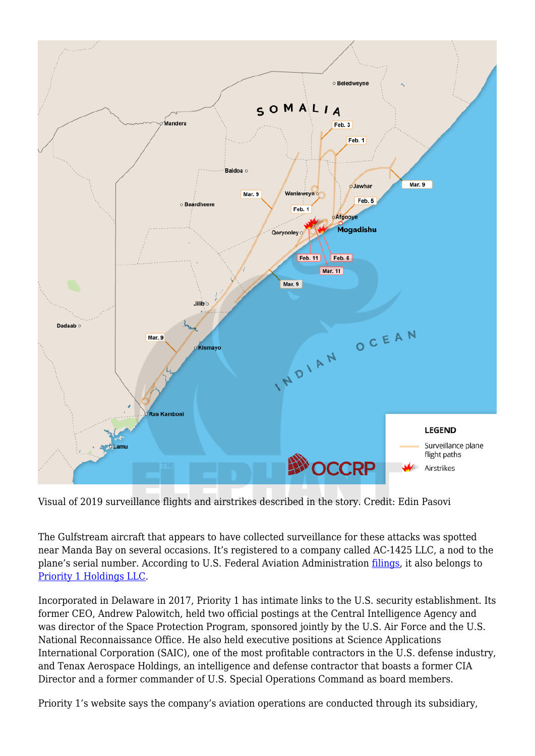Visual of 2019 surveillance flights and airstrikes described in the story. Credit: Edin Pasovi

The Gulfstream aircraft that appears to have collected surveillance for these attacks was spotted near Manda Bay on several occasions. It's registered to a company called AC-1425 LLC, a nod to the plane's serial number. According to U.S. Federal Aviation Administration filings, it also belongs to Priority 1 Holdings LLC.

Incorporated in Delaware in 2017, Priority 1 has intimate links to the U.S. security establishment. Its former CEO, Andrew Palowitch, held two official postings at the Central Intelligence Agency and was director of the Space Protection Program, sponsored jointly by the U.S. Air Force and the U.S. National Reconnaissance Office. He also held executive positions at Science Applications International Corporation (SAIC), one of the most profitable contractors in the U.S. defense industry, and Tenax Aerospace Holdings, an intelligence and defense contractor that boasts a former CIA Director and a former commander of U.S. Special Operations Command as board members.

Priority 1's website says the company's aviation operations are conducted through its subsidiary,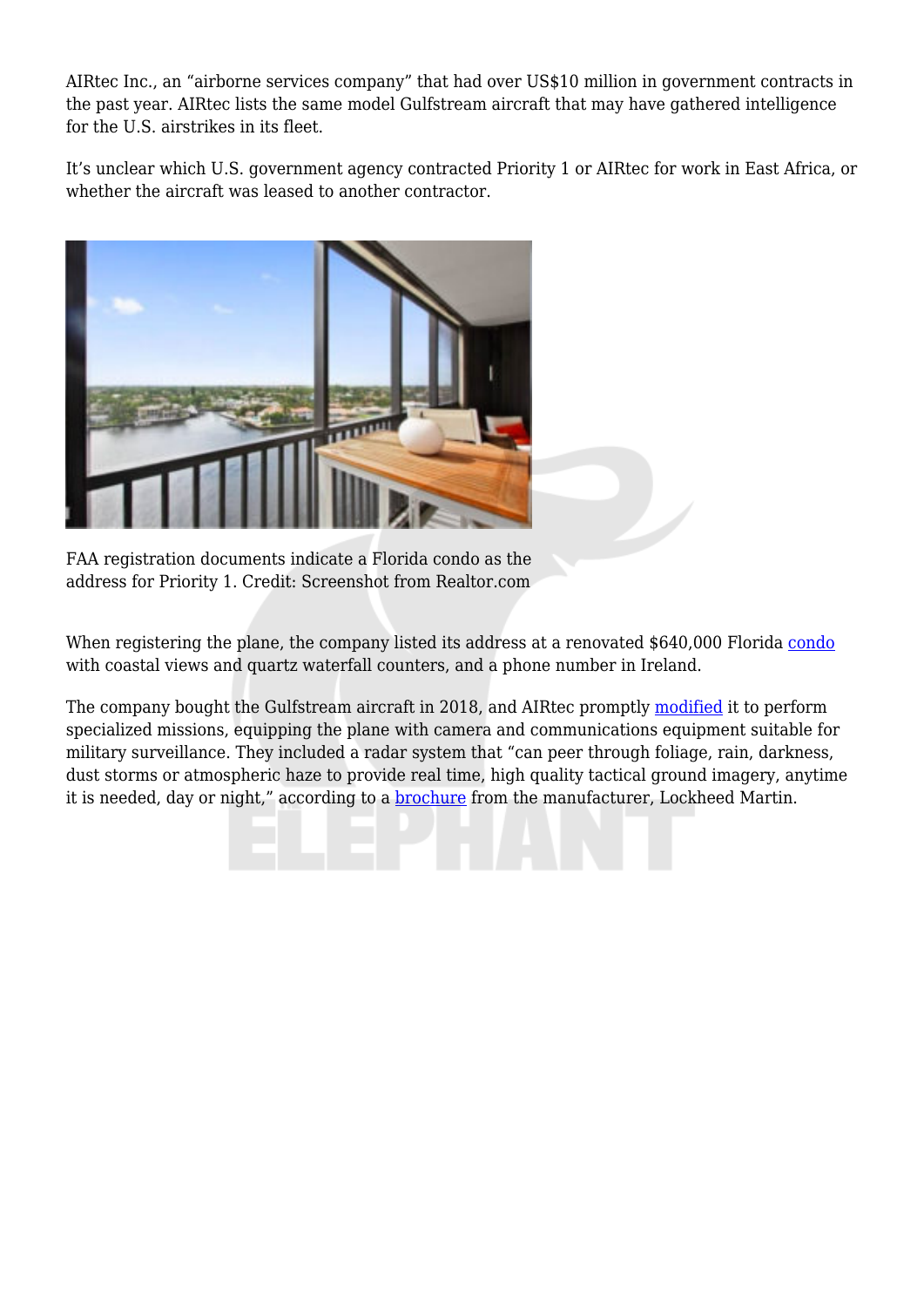AIRtec Inc., an "airborne services company" that had over US$10 million in government contracts in the past year. AIRtec lists the same model Gulfstream aircraft that may have gathered intelligence for the U.S. airstrikes in its fleet.

It's unclear which U.S. government agency contracted Priority 1 or AIRtec for work in East Africa, or whether the aircraft was leased to another contractor.

FAA registration documents indicate a Florida condo as the address for Priority 1. Credit: Screenshot from Realtor.com

When registering the plane, the company listed its address at a renovated $640,000 Florida condo with coastal views and quartz waterfall counters, and a phone number in Ireland.

The company bought the Gulfstream aircraft in 2018, and AIRtec promptly modified it to perform specialized missions, equipping the plane with camera and communications equipment suitable for military surveillance. They included a radar system that "can peer through foliage, rain, darkness, dust storms or atmospheric haze to provide real time, high quality tactical ground imagery, anytime it is needed, day or night," according to a brochure from the manufacturer, Lockheed Martin.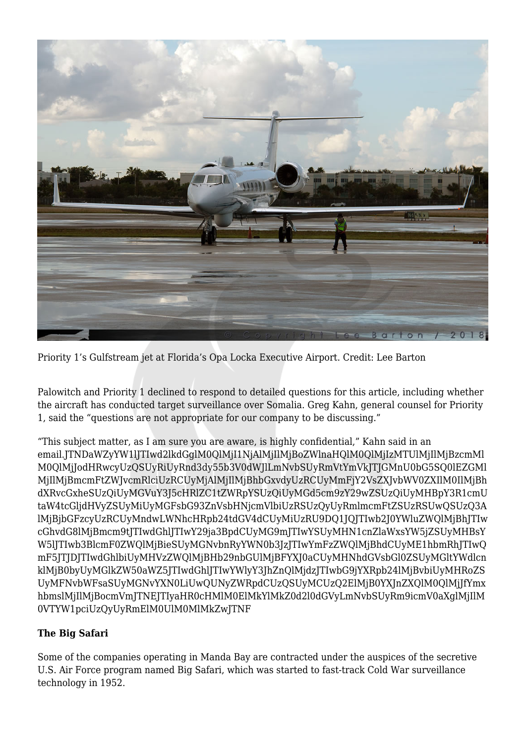Priority 1's Gulfstream jet at Florida's Opa Locka Executive Airport. Credit: Lee Barton

Palowitch and Priority 1 declined to respond to detailed questions for this article, including whether the aircraft has conducted target surveillance over Somalia. Greg Kahn, general counsel for Priority 1, said the "questions are not appropriate for our company to be discussing."

"This subject matter, as I am sure you are aware, is highly confidential," Kahn said in an email.JTNDaWZyYW1lJTIwd2lkdGglM0QlMjI1NjAlMjIlMjBoZWlnaHQlM0QlMjIzMTUlMjIlMjBzcmMlM0QlMjJodHRwcyUzQSUyRiUyRnd3dy55b3V0dWJlLmNvbSUyRmVtYmVkJTJGMnU0bG5SQ0lEZGMlMjIlMjBmcmFtZWJvcmRlciUzRCUyMjAlMjIlMjBhbGxvdyUzRCUyMmFjY2VsZXJvbWV0ZXIlM0IlMjBhdXRvcGxheSUzQiUyMGVuY3J5cHRlZC1tZWRpYSUzQiUyMGd5cm9zY29wZSUzQiUyMHBpY3R1cmUtaW4tcGljdHVyZSUyMiUyMGFsbG93ZnVsbHNjcmVlbiUzRSUzQyUyRmlmcmFtZSUzRSUwQSUzQ3AlMjBjbGFzcyUzRCUyMndwLWNhcHRpb24tdGV4dCUyMiUzRU9DQ1JQJTIwb2J0YWluZWQlMjBhJTIwcGhvdG8lMjBmcm9tJTIwdGhlJTIwY29ja3BpdCUyMG9mJTIwYSUyMHN1cnZlaWxsYW5jZSUyMHBsYW5lJTIwb3BlcmF0ZWQlMjBieSUyMGNvbnRyYWN0b3JzJTIwYmFzZWQlMjBhdCUyME1hbmRhJTIwQmF5JTJDJTIwdGhlbiUyMHVzZWQlMjBHb29nbGUlMjBFYXJ0aCUyMHNhdGVsbGl0ZSUyMGltYWdlcnklMjB0byUyMGlkZW50aWZ5JTIwdGhlJTIwYWlyY3JhZnQlMjdzJTIwbG9jYXRpb24lMjBvbiUyMHRoZSUyMFNvbWFsaSUyMGNvYXN0LiUwQUNyZWRpdCUzQSUyMCUzQ2ElMjB0YXJnZXQlM0QlMjJfYmxhbmslMjIlMjBocmVmJTNEJTIyaHR0cHMlM0ElMkYlMkZ0d2l0dGVyLmNvbSUyRm9icmV0aXglMjIlM0VTYW1pciUzQyUyRmElM0UlM0MlMkZwJTNF

**The Big Safari**

Some of the companies operating in Manda Bay are contracted under the auspices of the secretive U.S. Air Force program named Big Safari, which was started to fast-track Cold War surveillance technology in 1952.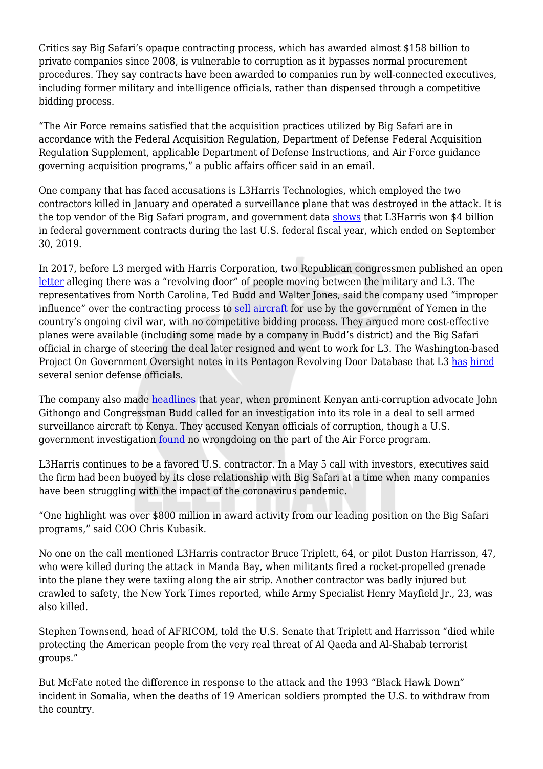Critics say Big Safari's opaque contracting process, which has awarded almost $158 billion to private companies since 2008, is vulnerable to corruption as it bypasses normal procurement procedures. They say contracts have been awarded to companies run by well-connected executives, including former military and intelligence officials, rather than dispensed through a competitive bidding process.

"The Air Force remains satisfied that the acquisition practices utilized by Big Safari are in accordance with the Federal Acquisition Regulation, Department of Defense Federal Acquisition Regulation Supplement, applicable Department of Defense Instructions, and Air Force guidance governing acquisition programs," a public affairs officer said in an email.

One company that has faced accusations is L3Harris Technologies, which employed the two contractors killed in January and operated a surveillance plane that was destroyed in the attack. It is the top vendor of the Big Safari program, and government data shows that L3Harris won $4 billion in federal government contracts during the last U.S. federal fiscal year, which ended on September 30, 2019.

In 2017, before L3 merged with Harris Corporation, two Republican congressmen published an open letter alleging there was a "revolving door" of people moving between the military and L3. The representatives from North Carolina, Ted Budd and Walter Jones, said the company used "improper influence" over the contracting process to sell aircraft for use by the government of Yemen in the country's ongoing civil war, with no competitive bidding process. They argued more cost-effective planes were available (including some made by a company in Budd's district) and the Big Safari official in charge of steering the deal later resigned and went to work for L3. The Washington-based Project On Government Oversight notes in its Pentagon Revolving Door Database that L3 has hired several senior defense officials.

The company also made headlines that year, when prominent Kenyan anti-corruption advocate John Githongo and Congressman Budd called for an investigation into its role in a deal to sell armed surveillance aircraft to Kenya. They accused Kenyan officials of corruption, though a U.S. government investigation found no wrongdoing on the part of the Air Force program.

L3Harris continues to be a favored U.S. contractor. In a May 5 call with investors, executives said the firm had been buoyed by its close relationship with Big Safari at a time when many companies have been struggling with the impact of the coronavirus pandemic.

"One highlight was over $800 million in award activity from our leading position on the Big Safari programs," said COO Chris Kubasik.

No one on the call mentioned L3Harris contractor Bruce Triplett, 64, or pilot Duston Harrisson, 47, who were killed during the attack in Manda Bay, when militants fired a rocket-propelled grenade into the plane they were taxiing along the air strip. Another contractor was badly injured but crawled to safety, the New York Times reported, while Army Specialist Henry Mayfield Jr., 23, was also killed.

Stephen Townsend, head of AFRICOM, told the U.S. Senate that Triplett and Harrisson "died while protecting the American people from the very real threat of Al Qaeda and Al-Shabab terrorist groups."

But McFate noted the difference in response to the attack and the 1993 "Black Hawk Down" incident in Somalia, when the deaths of 19 American soldiers prompted the U.S. to withdraw from the country.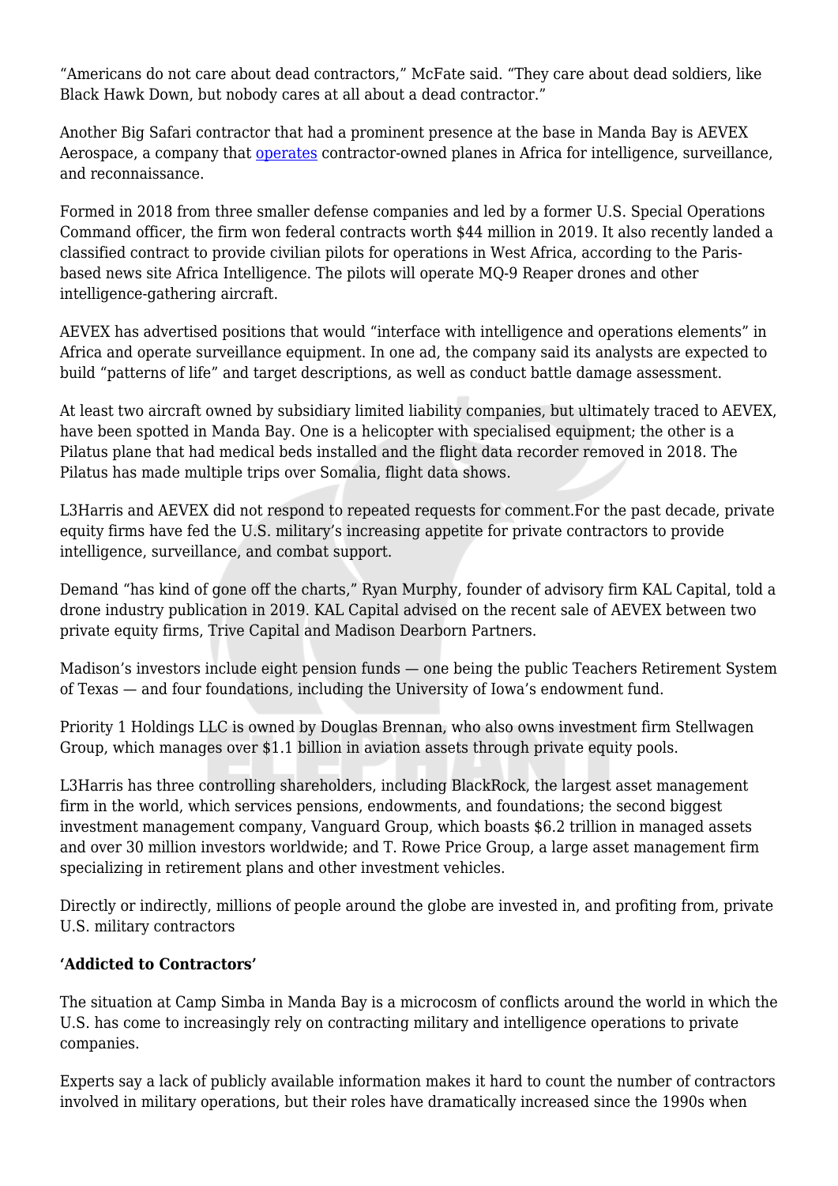“Americans do not care about dead contractors,” McFate said. “They care about dead soldiers, like Black Hawk Down, but nobody cares at all about a dead contractor.”

Another Big Safari contractor that had a prominent presence at the base in Manda Bay is AEVEX Aerospace, a company that operates contractor-owned planes in Africa for intelligence, surveillance, and reconnaissance.

Formed in 2018 from three smaller defense companies and led by a former U.S. Special Operations Command officer, the firm won federal contracts worth $44 million in 2019. It also recently landed a classified contract to provide civilian pilots for operations in West Africa, according to the Paris-based news site Africa Intelligence. The pilots will operate MQ-9 Reaper drones and other intelligence-gathering aircraft.

AEVEX has advertised positions that would “interface with intelligence and operations elements” in Africa and operate surveillance equipment. In one ad, the company said its analysts are expected to build “patterns of life” and target descriptions, as well as conduct battle damage assessment.

At least two aircraft owned by subsidiary limited liability companies, but ultimately traced to AEVEX, have been spotted in Manda Bay. One is a helicopter with specialised equipment; the other is a Pilatus plane that had medical beds installed and the flight data recorder removed in 2018. The Pilatus has made multiple trips over Somalia, flight data shows.

L3Harris and AEVEX did not respond to repeated requests for comment.For the past decade, private equity firms have fed the U.S. military’s increasing appetite for private contractors to provide intelligence, surveillance, and combat support.

Demand “has kind of gone off the charts,” Ryan Murphy, founder of advisory firm KAL Capital, told a drone industry publication in 2019. KAL Capital advised on the recent sale of AEVEX between two private equity firms, Trive Capital and Madison Dearborn Partners.

Madison’s investors include eight pension funds — one being the public Teachers Retirement System of Texas — and four foundations, including the University of Iowa’s endowment fund.

Priority 1 Holdings LLC is owned by Douglas Brennan, who also owns investment firm Stellwagen Group, which manages over $1.1 billion in aviation assets through private equity pools.

L3Harris has three controlling shareholders, including BlackRock, the largest asset management firm in the world, which services pensions, endowments, and foundations; the second biggest investment management company, Vanguard Group, which boasts $6.2 trillion in managed assets and over 30 million investors worldwide; and T. Rowe Price Group, a large asset management firm specializing in retirement plans and other investment vehicles.

Directly or indirectly, millions of people around the globe are invested in, and profiting from, private U.S. military contractors

**‘Addicted to Contractors’**

The situation at Camp Simba in Manda Bay is a microcosm of conflicts around the world in which the U.S. has come to increasingly rely on contracting military and intelligence operations to private companies.

Experts say a lack of publicly available information makes it hard to count the number of contractors involved in military operations, but their roles have dramatically increased since the 1990s when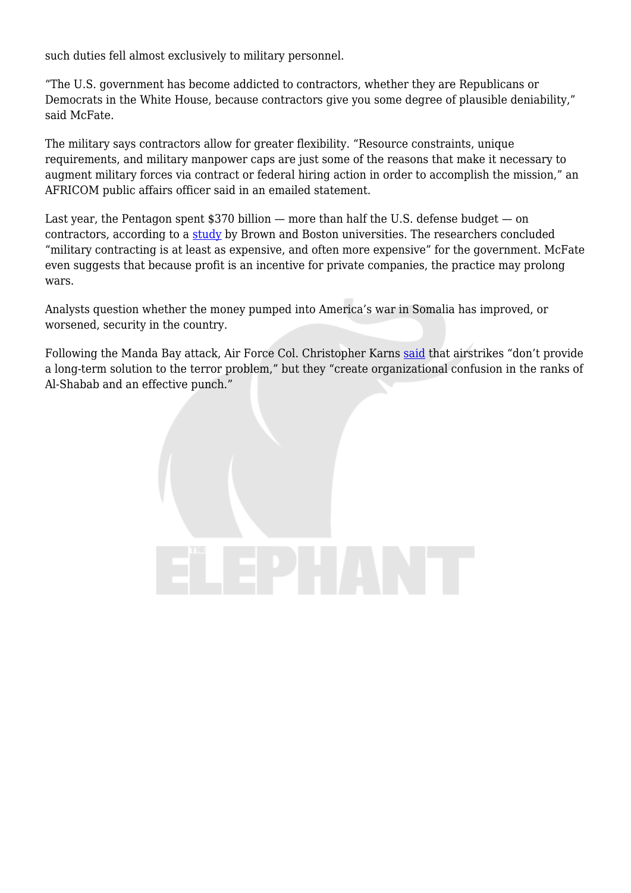such duties fell almost exclusively to military personnel.

"The U.S. government has become addicted to contractors, whether they are Republicans or Democrats in the White House, because contractors give you some degree of plausible deniability," said McFate.

The military says contractors allow for greater flexibility. "Resource constraints, unique requirements, and military manpower caps are just some of the reasons that make it necessary to augment military forces via contract or federal hiring action in order to accomplish the mission," an AFRICOM public affairs officer said in an emailed statement.

Last year, the Pentagon spent $370 billion — more than half the U.S. defense budget — on contractors, according to a study by Brown and Boston universities. The researchers concluded "military contracting is at least as expensive, and often more expensive" for the government. McFate even suggests that because profit is an incentive for private companies, the practice may prolong wars.

Analysts question whether the money pumped into America's war in Somalia has improved, or worsened, security in the country.

Following the Manda Bay attack, Air Force Col. Christopher Karns said that airstrikes "don't provide a long-term solution to the terror problem," but they "create organizational confusion in the ranks of Al-Shabab and an effective punch."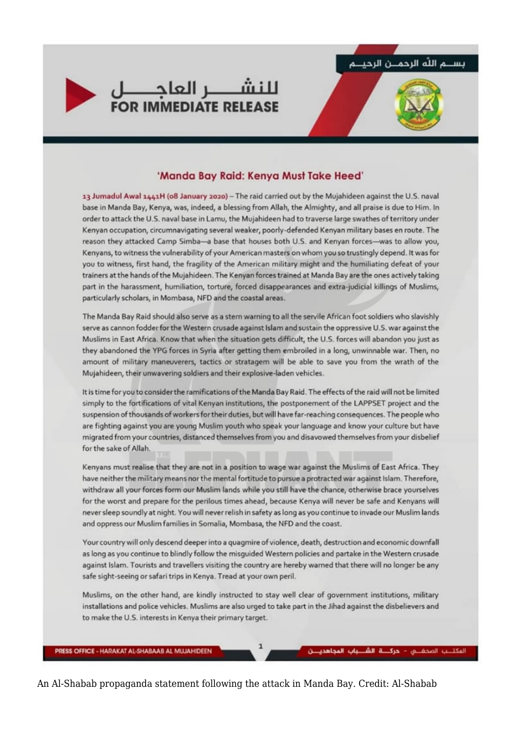بسم الله الرحمن الرحيم

للنشر العاجل
**FOR IMMEDIATE RELEASE**

## 'Manda Bay Raid: Kenya Must Take Heed'

**13 Jumadul Awal 1441H (08 January 2020)** – The raid carried out by the Mujahideen against the U.S. naval base in Manda Bay, Kenya, was, indeed, a blessing from Allah, the Almighty, and all praise is due to Him. In order to attack the U.S. naval base in Lamu, the Mujahideen had to traverse large swathes of territory under Kenyan occupation, circumnavigating several weaker, poorly-defended Kenyan military bases en route. The reason they attacked Camp Simba—a base that houses both U.S. and Kenyan forces—was to allow you, Kenyans, to witness the vulnerability of your American masters on whom you so trustingly depend. It was for you to witness, first hand, the fragility of the American military might and the humiliating defeat of your trainers at the hands of the Mujahideen. The Kenyan forces trained at Manda Bay are the ones actively taking part in the harassment, humiliation, torture, forced disappearances and extra-judicial killings of Muslims, particularly scholars, in Mombasa, NFD and the coastal areas.

The Manda Bay Raid should also serve as a stern warning to all the servile African foot soldiers who slavishly serve as cannon fodder for the Western crusade against Islam and sustain the oppressive U.S. war against the Muslims in East Africa. Know that when the situation gets difficult, the U.S. forces will abandon you just as they abandoned the YPG forces in Syria after getting them embroiled in a long, unwinnable war. Then, no amount of military maneuverers, tactics or stratagem will be able to save you from the wrath of the Mujahideen, their unwavering soldiers and their explosive-laden vehicles.

It is time for you to consider the ramifications of the Manda Bay Raid. The effects of the raid will not be limited simply to the fortifications of vital Kenyan institutions, the postponement of the LAPPSET project and the suspension of thousands of workers for their duties, but will have far-reaching consequences. The people who are fighting against you are young Muslim youth who speak your language and know your culture but have migrated from your countries, distanced themselves from you and disavowed themselves from your disbelief for the sake of Allah.

Kenyans must realise that they are not in a position to wage war against the Muslims of East Africa. They have neither the military means nor the mental fortitude to pursue a protracted war against Islam. Therefore, withdraw all your forces form our Muslim lands while you still have the chance, otherwise brace yourselves for the worst and prepare for the perilous times ahead, because Kenya will never be safe and Kenyans will never sleep soundly at night. You will never relish in safety as long as you continue to invade our Muslim lands and oppress our Muslim families in Somalia, Mombasa, the NFD and the coast.

Your country will only descend deeper into a quagmire of violence, death, destruction and economic downfall as long as you continue to blindly follow the misguided Western policies and partake in the Western crusade against Islam. Tourists and travellers visiting the country are hereby warned that there will no longer be any safe sight-seeing or safari trips in Kenya. Tread at your own peril.

Muslims, on the other hand, are kindly instructed to stay well clear of government institutions, military installations and police vehicles. Muslims are also urged to take part in the Jihad against the disbelievers and to make the U.S. interests in Kenya their primary target.

PRESS OFFICE - HARAKAT AL-SHABAAB AL MUJAHIDEEN | المكتب الصحفي - حركة الشباب المجاهدين

An Al-Shabab propaganda statement following the attack in Manda Bay. Credit: Al-Shabab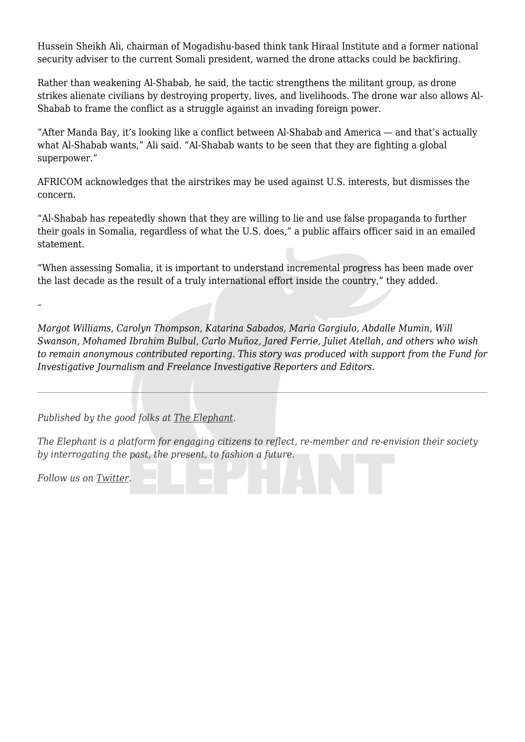Hussein Sheikh Ali, chairman of Mogadishu-based think tank Hiraal Institute and a former national security adviser to the current Somali president, warned the drone attacks could be backfiring.

Rather than weakening Al-Shabab, he said, the tactic strengthens the militant group, as drone strikes alienate civilians by destroying property, lives, and livelihoods. The drone war also allows Al-Shabab to frame the conflict as a struggle against an invading foreign power.

"After Manda Bay, it's looking like a conflict between Al-Shabab and America — and that's actually what Al-Shabab wants," Ali said. "Al-Shabab wants to be seen that they are fighting a global superpower."

AFRICOM acknowledges that the airstrikes may be used against U.S. interests, but dismisses the concern.

"Al-Shabab has repeatedly shown that they are willing to lie and use false propaganda to further their goals in Somalia, regardless of what the U.S. does," a public affairs officer said in an emailed statement.

"When assessing Somalia, it is important to understand incremental progress has been made over the last decade as the result of a truly international effort inside the country," they added.

–

*Margot Williams, Carolyn Thompson, Katarina Sabados, Maria Gargiulo, Abdalle Mumin, Will Swanson, Mohamed Ibrahim Bulbul, Carlo Muñoz, Jared Ferrie, Juliet Atellah, and others who wish to remain anonymous contributed reporting. This story was produced with support from the Fund for Investigative Journalism and Freelance Investigative Reporters and Editors.*

---

*Published by the good folks at The Elephant.*

*The Elephant is a platform for engaging citizens to reflect, re-member and re-envision their society by interrogating the past, the present, to fashion a future.*

*Follow us on Twitter.*